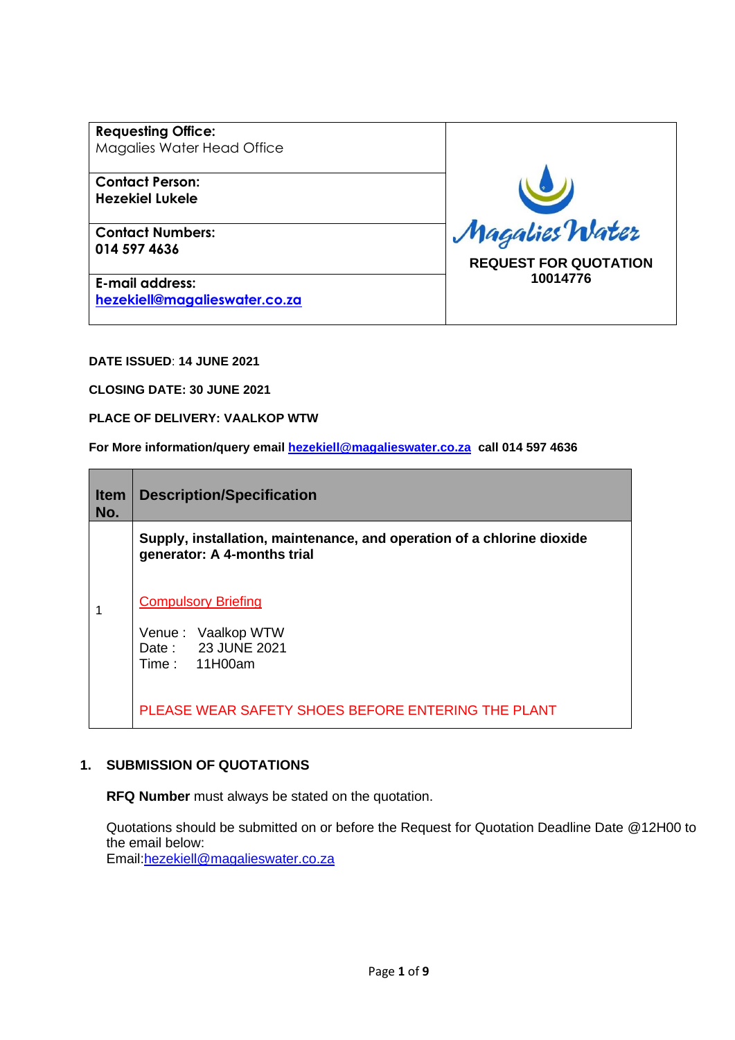| Requesting Office: Magalies Water Head Office | Magalies Water |
|---|---|
| **Contact Person:** **Hezekiel Lukele** | **REQUEST FOR QUOTATION 10014776** |
| **Contact Numbers:** **014 597 4636** | |
| **E-mail address:** **hezekiell@magalieswater.co.za** | |

**DATE ISSUED**: **14 JUNE 2021**

**CLOSING DATE: 30 JUNE 2021**

**PLACE OF DELIVERY: VAALKOP WTW**

**For More information/query email hezekiell@magalieswater.co.za call 014 597 4636**

| Item No. | Description/Specification |
|---|---|
| 1 | **Supply, installation, maintenance, and operation of a chlorine dioxide generator: A 4-months trial**<br><br>Compulsory Briefing<br><br>Venue : Vaalkop WTW<br>Date : 23 JUNE 2021<br>Time : 11H00am<br><br>PLEASE WEAR SAFETY SHOES BEFORE ENTERING THE PLANT |

## 1. SUBMISSION OF QUOTATIONS

**RFQ Number** must always be stated on the quotation.

Quotations should be submitted on or before the Request for Quotation Deadline Date @12H00 to the email below:
Email:hezekiell@magalieswater.co.za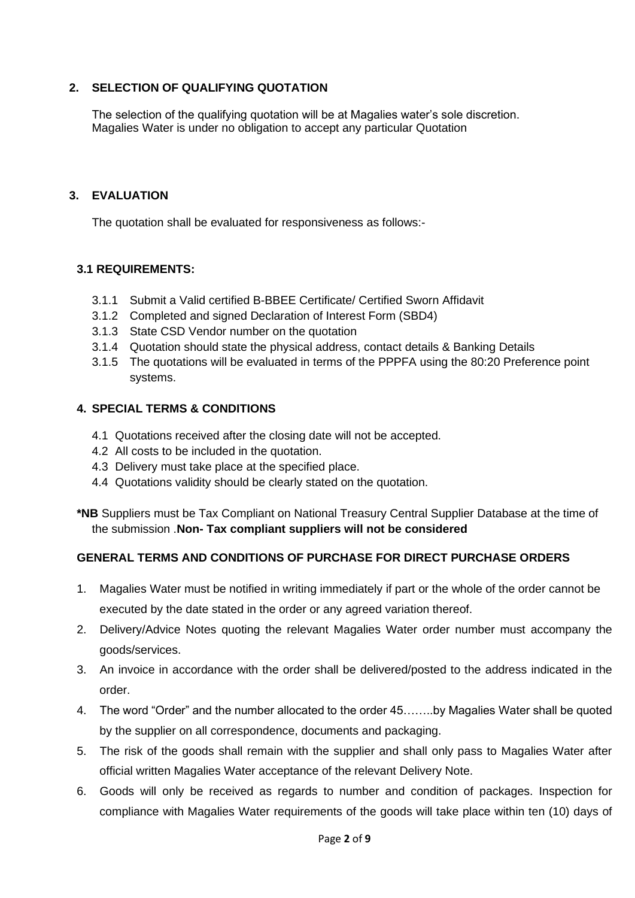## 2. SELECTION OF QUALIFYING QUOTATION

The selection of the qualifying quotation will be at Magalies water's sole discretion.
Magalies Water is under no obligation to accept any particular Quotation

## 3. EVALUATION

The quotation shall be evaluated for responsiveness as follows:-

### 3.1 REQUIREMENTS:

- 3.1.1 Submit a Valid certified B-BBEE Certificate/ Certified Sworn Affidavit
- 3.1.2 Completed and signed Declaration of Interest Form (SBD4)
- 3.1.3 State CSD Vendor number on the quotation
- 3.1.4 Quotation should state the physical address, contact details & Banking Details
- 3.1.5 The quotations will be evaluated in terms of the PPPFA using the 80:20 Preference point systems.

## 4. SPECIAL TERMS & CONDITIONS

- 4.1 Quotations received after the closing date will not be accepted.
- 4.2 All costs to be included in the quotation.
- 4.3 Delivery must take place at the specified place.
- 4.4 Quotations validity should be clearly stated on the quotation.

**\*NB** Suppliers must be Tax Compliant on National Treasury Central Supplier Database at the time of the submission .**Non- Tax compliant suppliers will not be considered**

### GENERAL TERMS AND CONDITIONS OF PURCHASE FOR DIRECT PURCHASE ORDERS

1. Magalies Water must be notified in writing immediately if part or the whole of the order cannot be executed by the date stated in the order or any agreed variation thereof.
2. Delivery/Advice Notes quoting the relevant Magalies Water order number must accompany the goods/services.
3. An invoice in accordance with the order shall be delivered/posted to the address indicated in the order.
4. The word "Order" and the number allocated to the order 45……..by Magalies Water shall be quoted by the supplier on all correspondence, documents and packaging.
5. The risk of the goods shall remain with the supplier and shall only pass to Magalies Water after official written Magalies Water acceptance of the relevant Delivery Note.
6. Goods will only be received as regards to number and condition of packages. Inspection for compliance with Magalies Water requirements of the goods will take place within ten (10) days of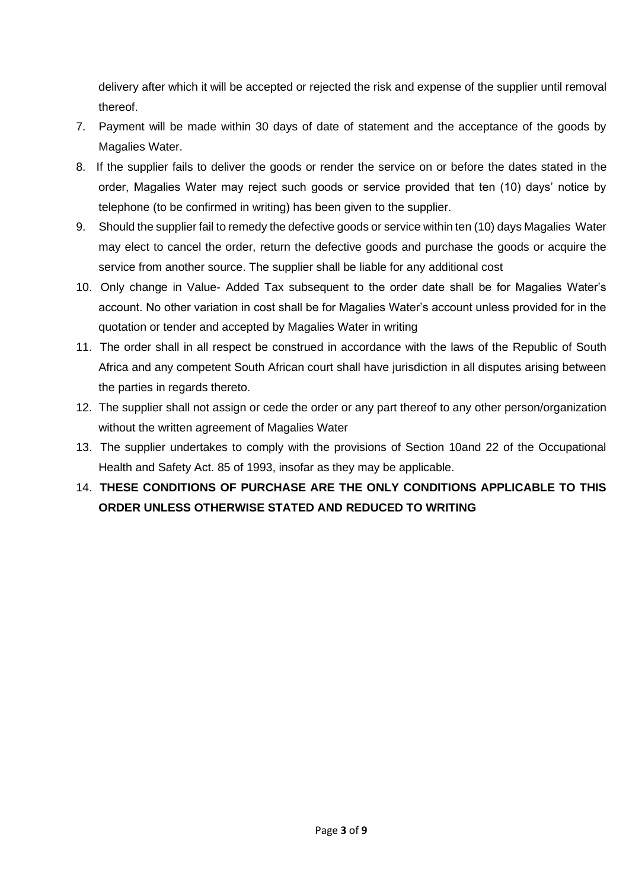delivery after which it will be accepted or rejected the risk and expense of the supplier until removal thereof.

7. Payment will be made within 30 days of date of statement and the acceptance of the goods by Magalies Water.
8. If the supplier fails to deliver the goods or render the service on or before the dates stated in the order, Magalies Water may reject such goods or service provided that ten (10) days' notice by telephone (to be confirmed in writing) has been given to the supplier.
9. Should the supplier fail to remedy the defective goods or service within ten (10) days Magalies Water may elect to cancel the order, return the defective goods and purchase the goods or acquire the service from another source. The supplier shall be liable for any additional cost
10. Only change in Value- Added Tax subsequent to the order date shall be for Magalies Water's account. No other variation in cost shall be for Magalies Water's account unless provided for in the quotation or tender and accepted by Magalies Water in writing
11. The order shall in all respect be construed in accordance with the laws of the Republic of South Africa and any competent South African court shall have jurisdiction in all disputes arising between the parties in regards thereto.
12. The supplier shall not assign or cede the order or any part thereof to any other person/organization without the written agreement of Magalies Water
13. The supplier undertakes to comply with the provisions of Section 10and 22 of the Occupational Health and Safety Act. 85 of 1993, insofar as they may be applicable.
14. **THESE CONDITIONS OF PURCHASE ARE THE ONLY CONDITIONS APPLICABLE TO THIS ORDER UNLESS OTHERWISE STATED AND REDUCED TO WRITING**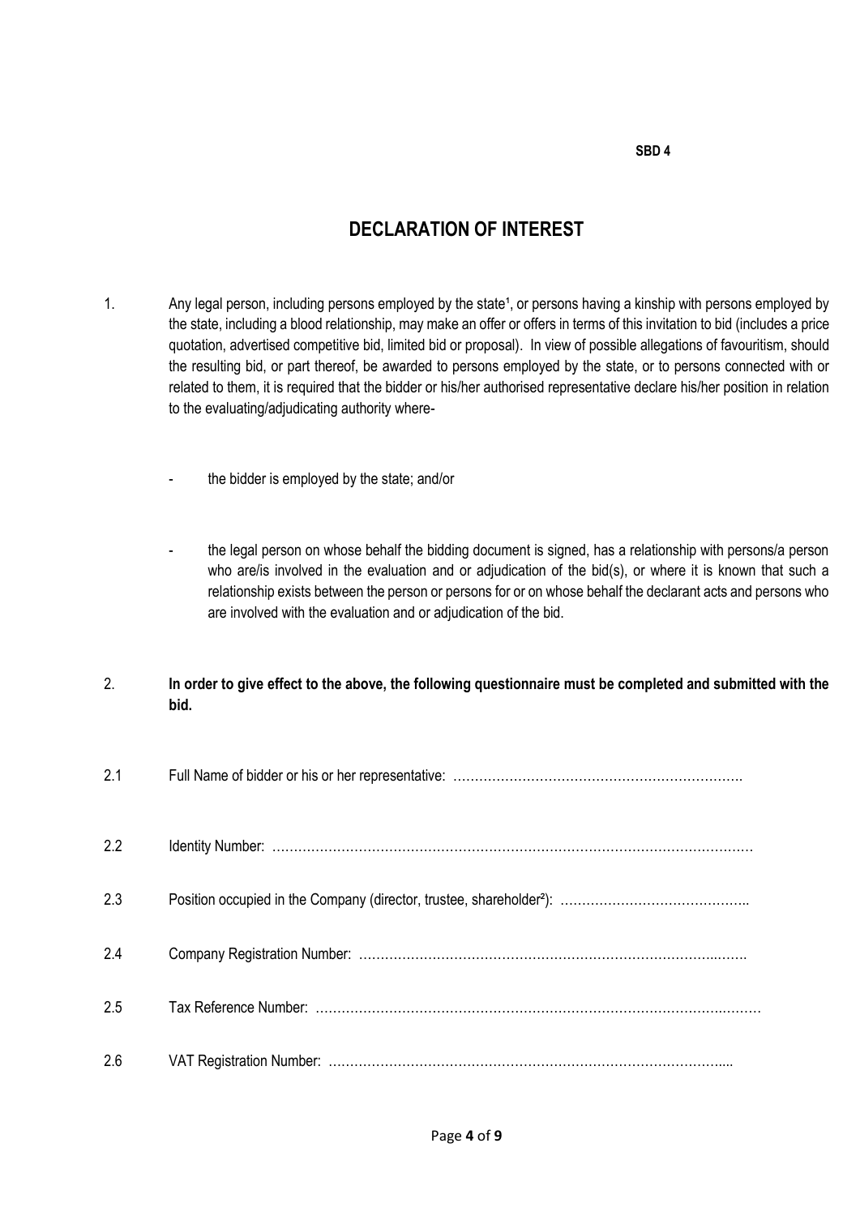**SBD 4**

# DECLARATION OF INTEREST

1. Any legal person, including persons employed by the state[1], or persons having a kinship with persons employed by the state, including a blood relationship, may make an offer or offers in terms of this invitation to bid (includes a price quotation, advertised competitive bid, limited bid or proposal). In view of possible allegations of favouritism, should the resulting bid, or part thereof, be awarded to persons employed by the state, or to persons connected with or related to them, it is required that the bidder or his/her authorised representative declare his/her position in relation to the evaluating/adjudicating authority where-

   - the bidder is employed by the state; and/or

   - the legal person on whose behalf the bidding document is signed, has a relationship with persons/a person who are/is involved in the evaluation and or adjudication of the bid(s), or where it is known that such a relationship exists between the person or persons for or on whose behalf the declarant acts and persons who are involved with the evaluation and or adjudication of the bid.

2. **In order to give effect to the above, the following questionnaire must be completed and submitted with the bid.**

2.1 Full Name of bidder or his or her representative: ………………………………………………………….

2.2 Identity Number: ………………………………………………………………………………………………

2.3 Position occupied in the Company (director, trustee, shareholder[2]): ……………………………………..

2.4 Company Registration Number: ……………………………………………………………………..…….

2.5 Tax Reference Number: ………………………………………………………………………………….……

2.6 VAT Registration Number: …………………………………………………………………………………....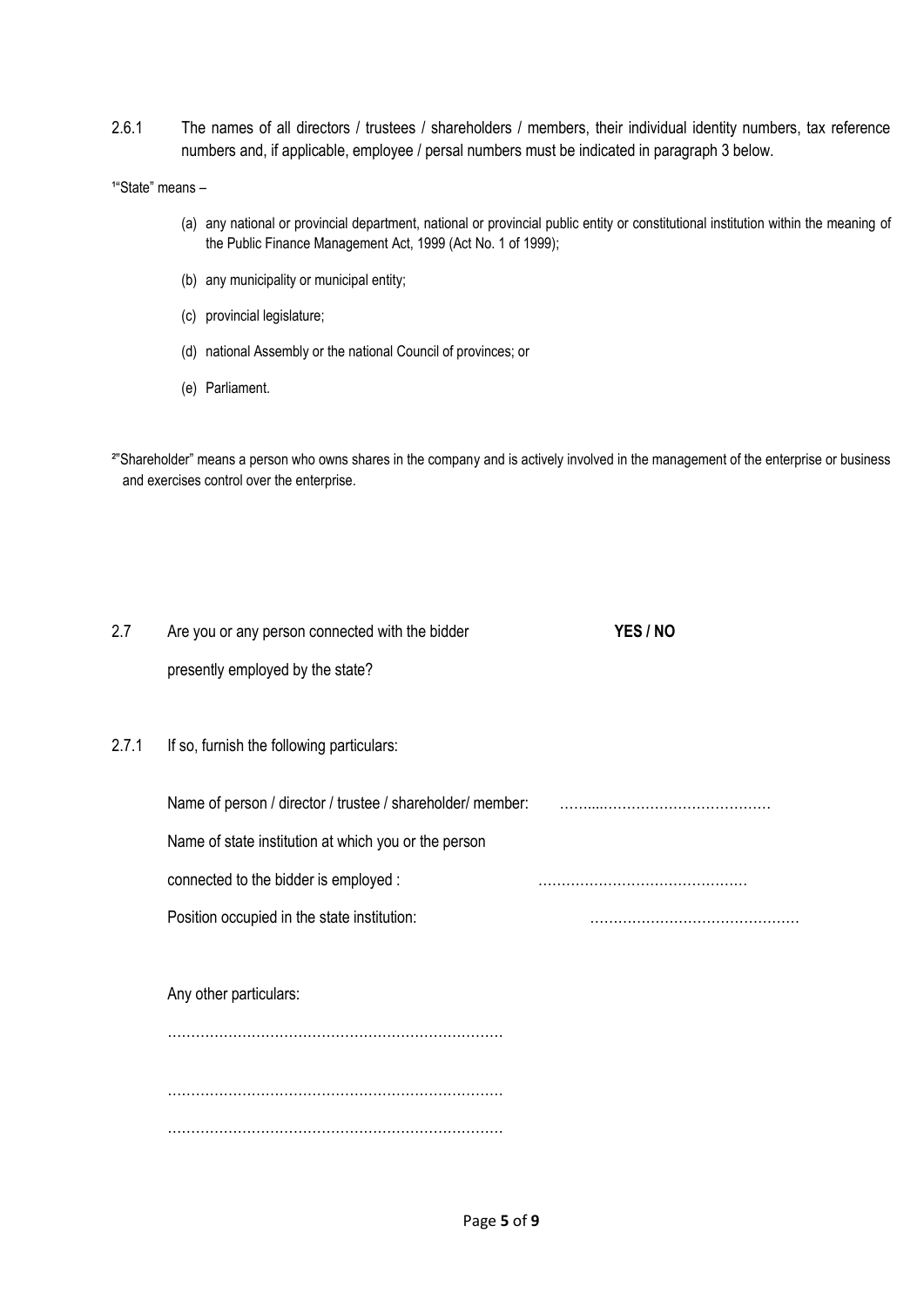2.6.1 The names of all directors / trustees / shareholders / members, their individual identity numbers, tax reference numbers and, if applicable, employee / persal numbers must be indicated in paragraph 3 below.

[1]"State" means –

(a) any national or provincial department, national or provincial public entity or constitutional institution within the meaning of the Public Finance Management Act, 1999 (Act No. 1 of 1999);

(b) any municipality or municipal entity;

(c) provincial legislature;

(d) national Assembly or the national Council of provinces; or

(e) Parliament.

[2]"Shareholder" means a person who owns shares in the company and is actively involved in the management of the enterprise or business and exercises control over the enterprise.

2.7 Are you or any person connected with the bidder presently employed by the state? **YES / NO**

2.7.1 If so, furnish the following particulars:

Name of person / director / trustee / shareholder/ member: ……....……………………………

Name of state institution at which you or the person connected to the bidder is employed : ……………………………………

Position occupied in the state institution: ……………………………………

Any other particulars:

………………………………………………………………

………………………………………………………………

………………………………………………………………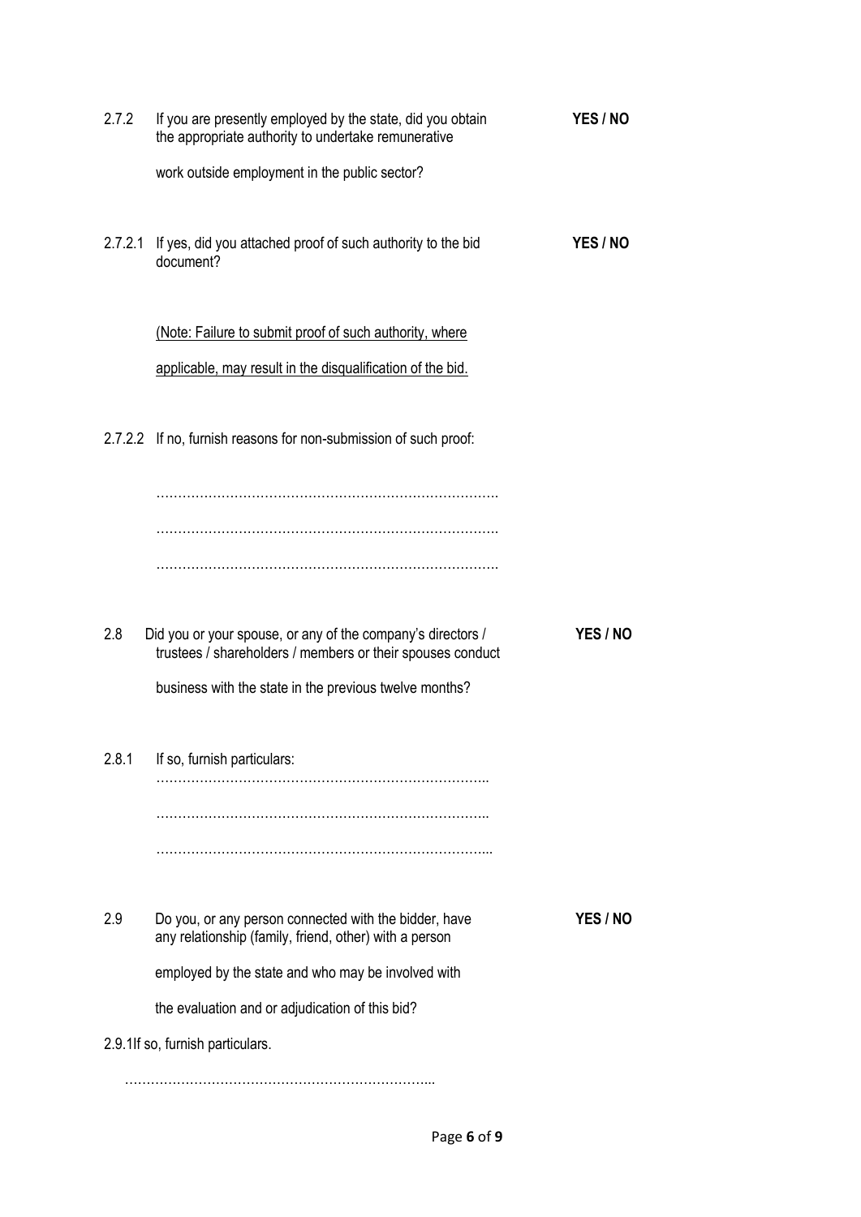2.7.2 If you are presently employed by the state, did you obtain the appropriate authority to undertake remunerative work outside employment in the public sector? **YES / NO**

2.7.2.1 If yes, did you attached proof of such authority to the bid document? **YES / NO**

(Note: Failure to submit proof of such authority, where applicable, may result in the disqualification of the bid.

2.7.2.2 If no, furnish reasons for non-submission of such proof:

…………………………………………………………………….

…………………………………………………………………….

…………………………………………………………………….

2.8 Did you or your spouse, or any of the company's directors / trustees / shareholders / members or their spouses conduct business with the state in the previous twelve months? **YES / NO**

2.8.1 If so, furnish particulars:

…………………………………………………………………..

…………………………………………………………………..

…………………………………………………………………...

2.9 Do you, or any person connected with the bidder, have any relationship (family, friend, other) with a person employed by the state and who may be involved with the evaluation and or adjudication of this bid? **YES / NO**

2.9.1 If so, furnish particulars.

……………………………………………………………...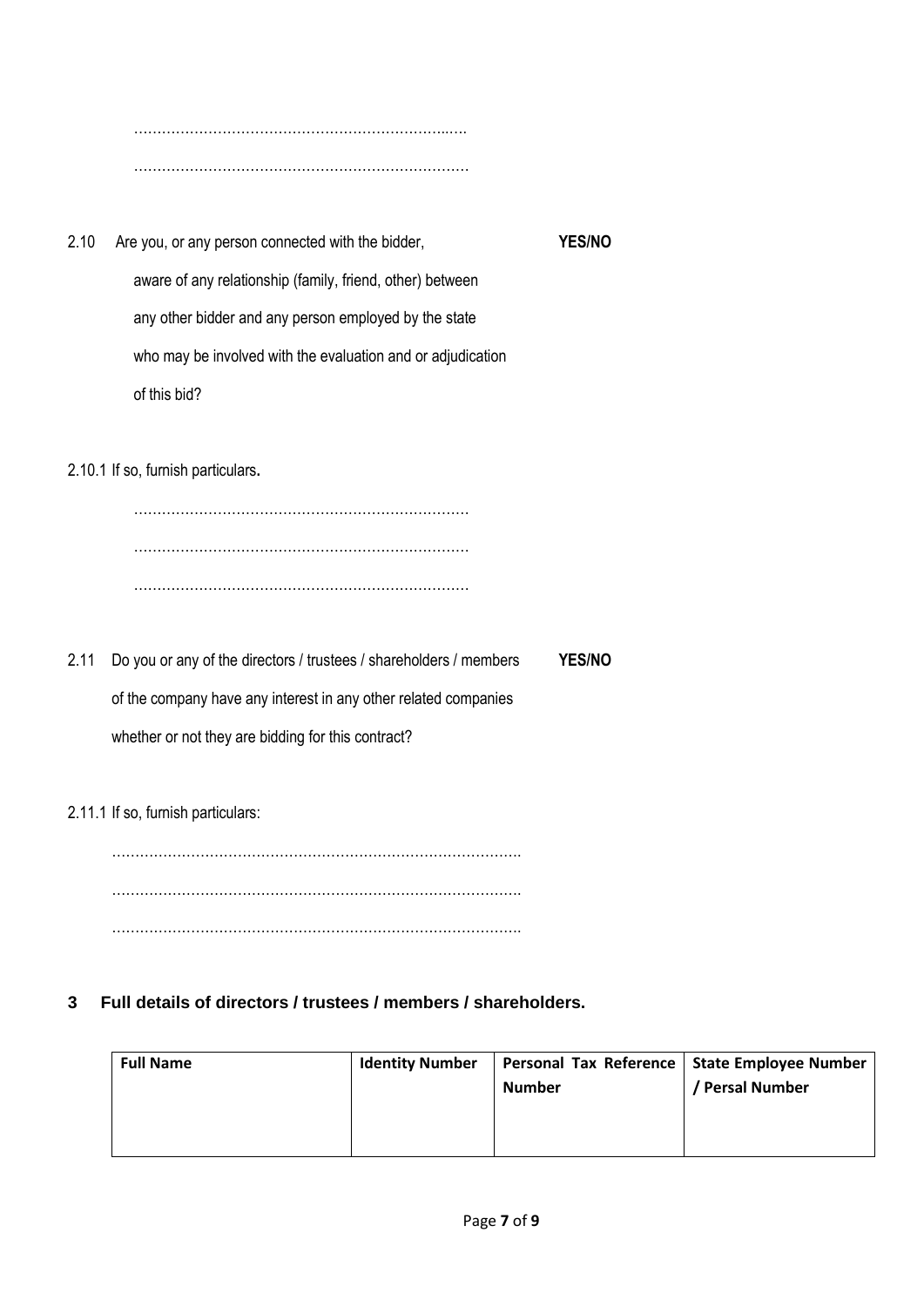………………………………………………………..….

………………………………………………………………

2.10 Are you, or any person connected with the bidder, aware of any relationship (family, friend, other) between any other bidder and any person employed by the state who may be involved with the evaluation and or adjudication of this bid? **YES/NO**

2.10.1 If so, furnish particulars**.**

………………………………………………………………

………………………………………………………………

………………………………………………………………

2.11 Do you or any of the directors / trustees / shareholders / members of the company have any interest in any other related companies whether or not they are bidding for this contract? **YES/NO**

2.11.1 If so, furnish particulars:

…………………………………………………………………………….

…………………………………………………………………………….

…………………………………………………………………………….

## 3 Full details of directors / trustees / members / shareholders.

| Full Name | Identity Number | Personal Tax Reference Number | State Employee Number / Persal Number |
|---|---|---|---|
| | | | |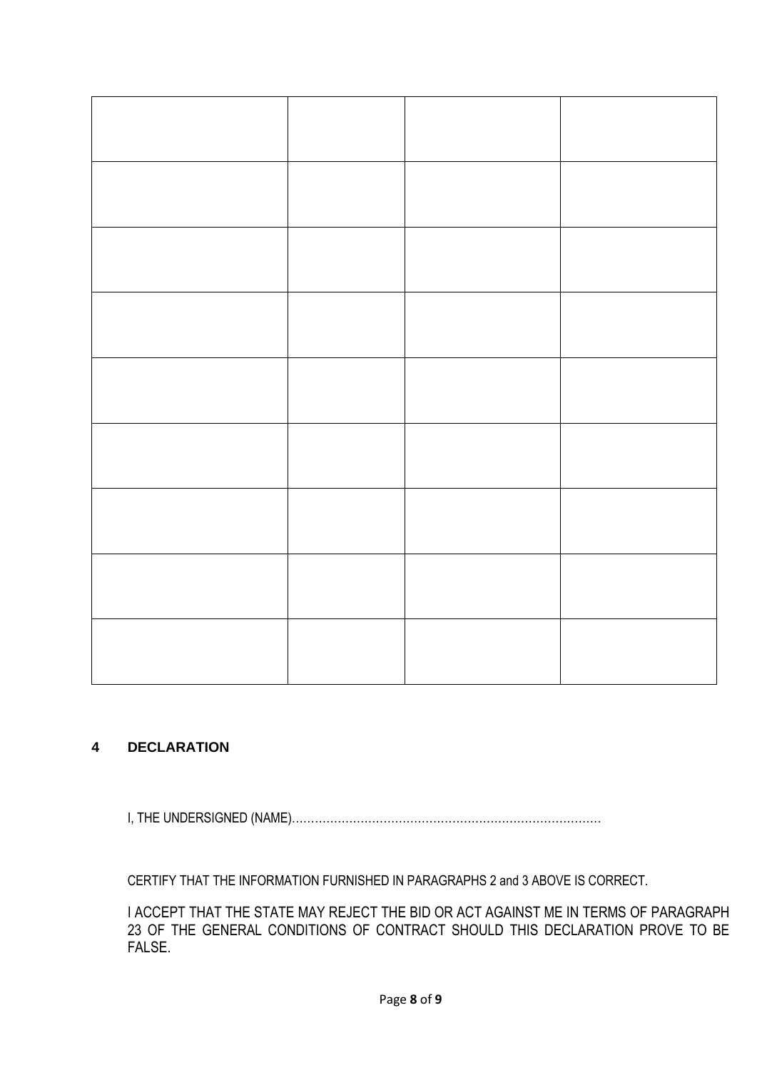| | | | |
|---|---|---|---|
| | | | |
| | | | |
| | | | |
| | | | |
| | | | |
| | | | |
| | | | |
| | | | |

## 4 DECLARATION

I, THE UNDERSIGNED (NAME)……………………………………………………………………

CERTIFY THAT THE INFORMATION FURNISHED IN PARAGRAPHS 2 and 3 ABOVE IS CORRECT.

I ACCEPT THAT THE STATE MAY REJECT THE BID OR ACT AGAINST ME IN TERMS OF PARAGRAPH 23 OF THE GENERAL CONDITIONS OF CONTRACT SHOULD THIS DECLARATION PROVE TO BE FALSE.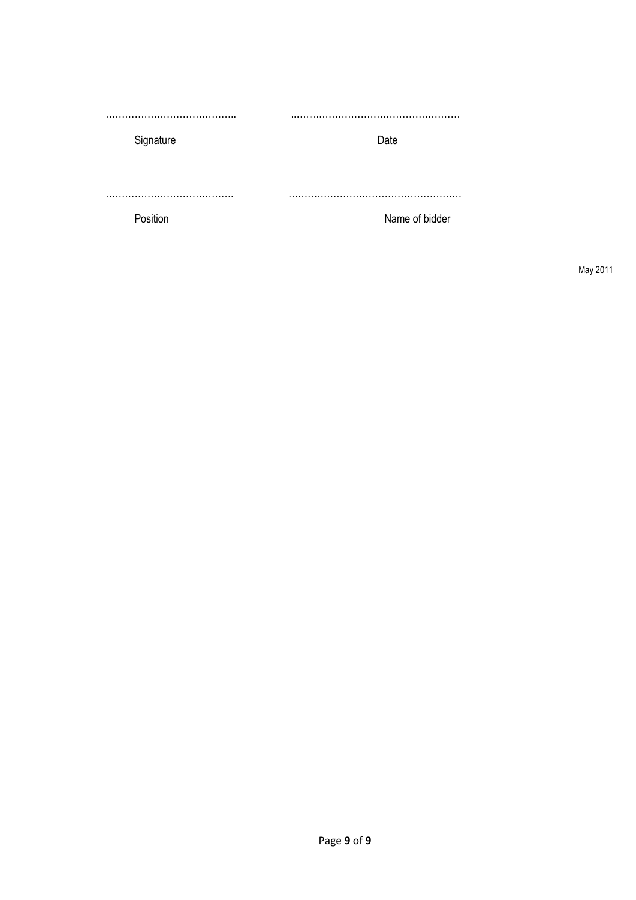……………………………………..                ……………………………………………

Signature                                                    Date

……………………………………                ……………………………………………

Position                                                     Name of bidder

May 2011